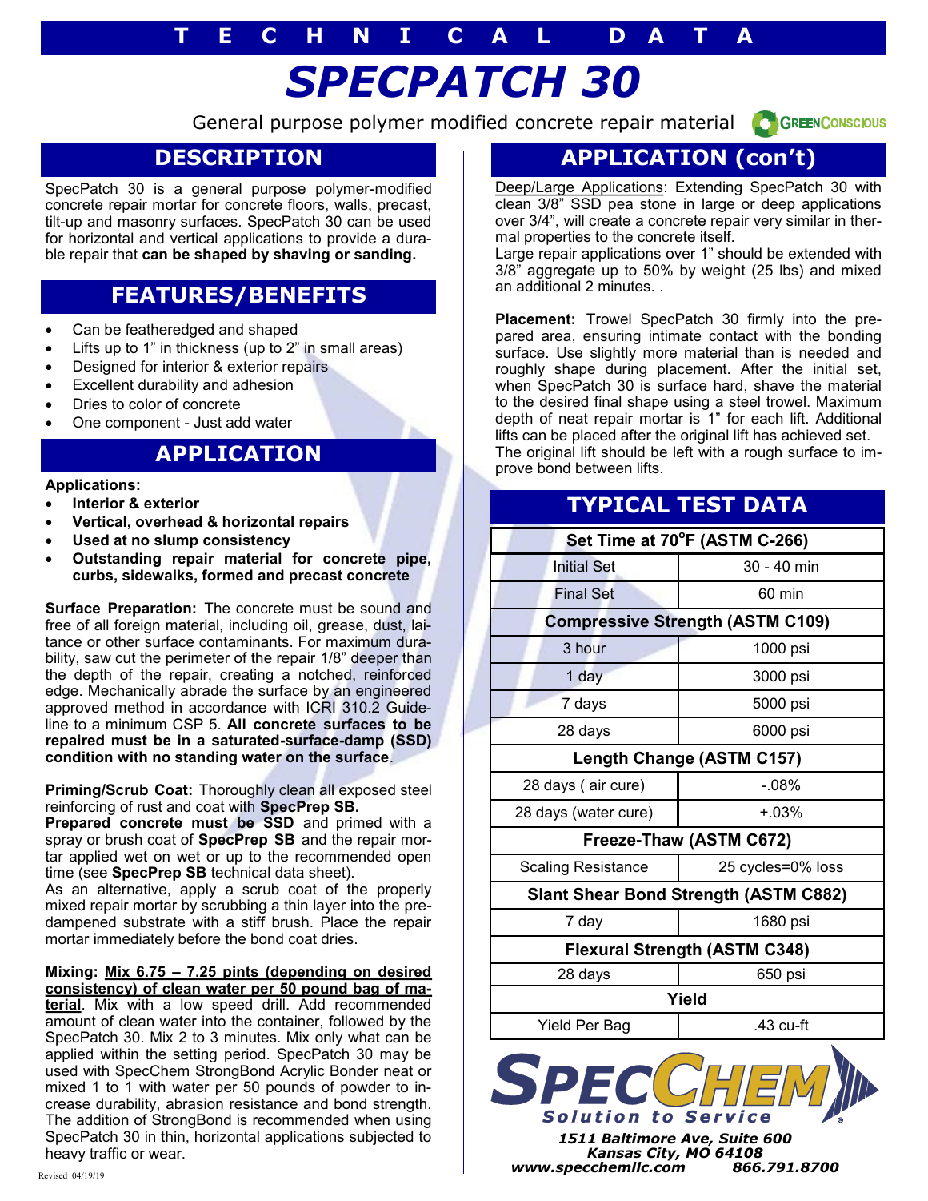# TECHNICAL DATA

# SPECPATCH 30

General purpose polymer modified concrete repair material

GREENCONSCIOUS

## DESCRIPTION

SpecPatch 30 is a general purpose polymer-modified concrete repair mortar for concrete floors, walls, precast, tilt-up and masonry surfaces. SpecPatch 30 can be used for horizontal and vertical applications to provide a durable repair that **can be shaped by shaving or sanding.**

## FEATURES/BENEFITS

- Can be featheredged and shaped
- Lifts up to 1" in thickness (up to 2" in small areas)
- Designed for interior & exterior repairs
- Excellent durability and adhesion
- Dries to color of concrete
- One component - Just add water

## APPLICATION

**Applications:**

- **Interior & exterior**
- **Vertical, overhead & horizontal repairs**
- **Used at no slump consistency**
- **Outstanding repair material for concrete pipe, curbs, sidewalks, formed and precast concrete**

**Surface Preparation:** The concrete must be sound and free of all foreign material, including oil, grease, dust, laitance or other surface contaminants. For maximum durability, saw cut the perimeter of the repair 1/8" deeper than the depth of the repair, creating a notched, reinforced edge. Mechanically abrade the surface by an engineered approved method in accordance with ICRI 310.2 Guideline to a minimum CSP 5. **All concrete surfaces to be repaired must be in a saturated-surface-damp (SSD) condition with no standing water on the surface**.

**Priming/Scrub Coat:** Thoroughly clean all exposed steel reinforcing of rust and coat with **SpecPrep SB.**
**Prepared concrete must be SSD** and primed with a spray or brush coat of **SpecPrep SB** and the repair mortar applied wet on wet or up to the recommended open time (see **SpecPrep SB** technical data sheet).
As an alternative, apply a scrub coat of the properly mixed repair mortar by scrubbing a thin layer into the predampened substrate with a stiff brush. Place the repair mortar immediately before the bond coat dries.

**Mixing:** <u>Mix 6.75 – 7.25 pints (depending on desired consistency) of clean water per 50 pound bag of material</u>. Mix with a low speed drill. Add recommended amount of clean water into the container, followed by the SpecPatch 30. Mix 2 to 3 minutes. Mix only what can be applied within the setting period. SpecPatch 30 may be used with SpecChem StrongBond Acrylic Bonder neat or mixed 1 to 1 with water per 50 pounds of powder to increase durability, abrasion resistance and bond strength. The addition of StrongBond is recommended when using SpecPatch 30 in thin, horizontal applications subjected to heavy traffic or wear.

## APPLICATION (con't)

<u>Deep/Large Applications</u>: Extending SpecPatch 30 with clean 3/8" SSD pea stone in large or deep applications over 3/4", will create a concrete repair very similar in thermal properties to the concrete itself.
Large repair applications over 1" should be extended with 3/8" aggregate up to 50% by weight (25 lbs) and mixed an additional 2 minutes. .

**Placement:** Trowel SpecPatch 30 firmly into the prepared area, ensuring intimate contact with the bonding surface. Use slightly more material than is needed and roughly shape during placement. After the initial set, when SpecPatch 30 is surface hard, shave the material to the desired final shape using a steel trowel. Maximum depth of neat repair mortar is 1" for each lift. Additional lifts can be placed after the original lift has achieved set. The original lift should be left with a rough surface to improve bond between lifts.

## TYPICAL TEST DATA

| **Set Time at 70°F (ASTM C-266)** | |
|---|---|
| Initial Set | 30 - 40 min |
| Final Set | 60 min |
| **Compressive Strength (ASTM C109)** | |
| 3 hour | 1000 psi |
| 1 day | 3000 psi |
| 7 days | 5000 psi |
| 28 days | 6000 psi |
| **Length Change (ASTM C157)** | |
| 28 days ( air cure) | -.08% |
| 28 days (water cure) | +.03% |
| **Freeze-Thaw (ASTM C672)** | |
| Scaling Resistance | 25 cycles=0% loss |
| **Slant Shear Bond Strength (ASTM C882)** | |
| 7 day | 1680 psi |
| **Flexural Strength (ASTM C348)** | |
| 28 days | 650 psi |
| **Yield** | |
| Yield Per Bag | .43 cu-ft |

SPECCHEM
Solution to Service

1511 Baltimore Ave, Suite 600
Kansas City, MO 64108
www.specchemllc.com 866.791.8700

Revised 04/19/19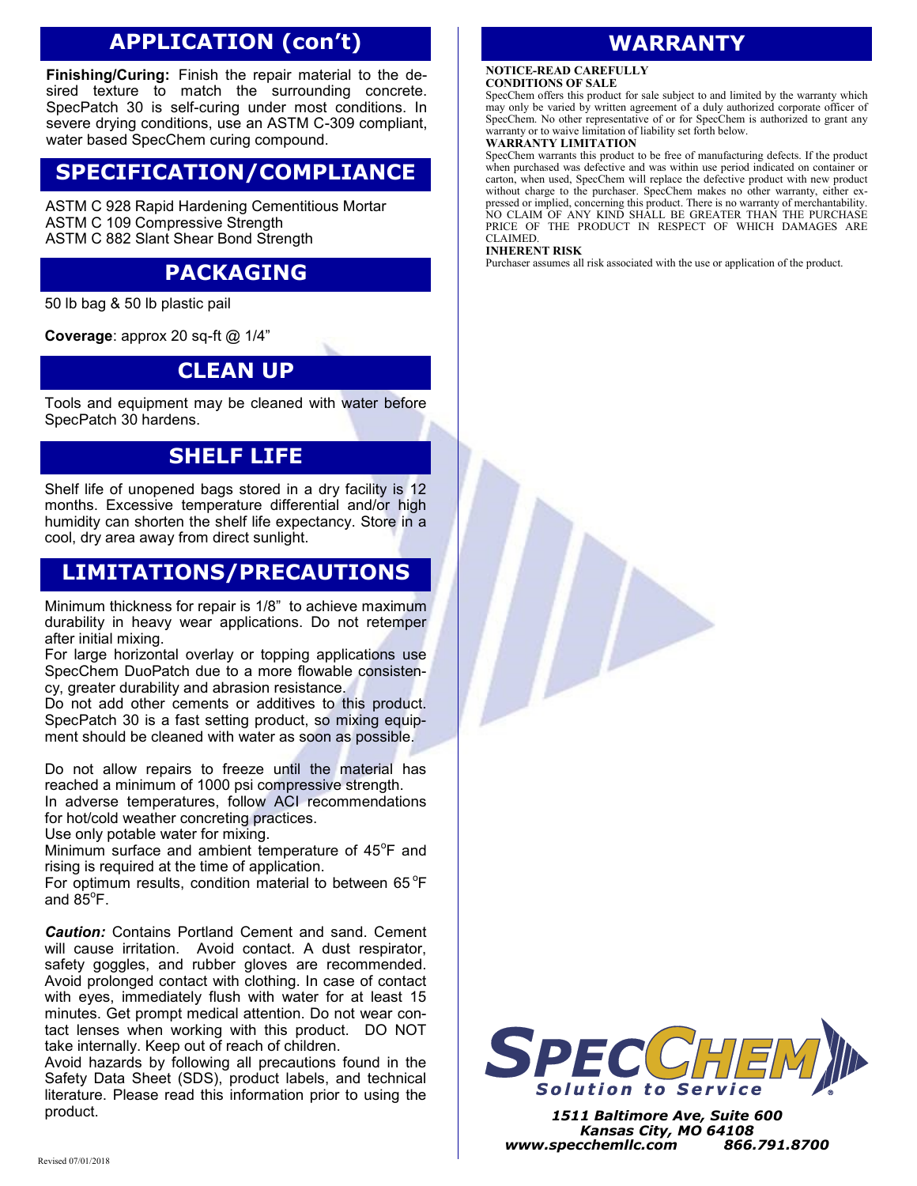## APPLICATION (con't)

**Finishing/Curing:** Finish the repair material to the desired texture to match the surrounding concrete. SpecPatch 30 is self-curing under most conditions. In severe drying conditions, use an ASTM C-309 compliant, water based SpecChem curing compound.

## SPECIFICATION/COMPLIANCE

ASTM C 928 Rapid Hardening Cementitious Mortar
ASTM C 109 Compressive Strength
ASTM C 882 Slant Shear Bond Strength

## PACKAGING

50 lb bag & 50 lb plastic pail

**Coverage**: approx 20 sq-ft @ 1/4"

## CLEAN UP

Tools and equipment may be cleaned with water before SpecPatch 30 hardens.

## SHELF LIFE

Shelf life of unopened bags stored in a dry facility is 12 months. Excessive temperature differential and/or high humidity can shorten the shelf life expectancy. Store in a cool, dry area away from direct sunlight.

## LIMITATIONS/PRECAUTIONS

Minimum thickness for repair is 1/8" to achieve maximum durability in heavy wear applications. Do not retemper after initial mixing.
For large horizontal overlay or topping applications use SpecChem DuoPatch due to a more flowable consistency, greater durability and abrasion resistance.
Do not add other cements or additives to this product. SpecPatch 30 is a fast setting product, so mixing equipment should be cleaned with water as soon as possible.

Do not allow repairs to freeze until the material has reached a minimum of 1000 psi compressive strength.
In adverse temperatures, follow ACI recommendations for hot/cold weather concreting practices.
Use only potable water for mixing.
Minimum surface and ambient temperature of 45°F and rising is required at the time of application.
For optimum results, condition material to between 65°F and 85°F.

***Caution:*** Contains Portland Cement and sand. Cement will cause irritation. Avoid contact. A dust respirator, safety goggles, and rubber gloves are recommended. Avoid prolonged contact with clothing. In case of contact with eyes, immediately flush with water for at least 15 minutes. Get prompt medical attention. Do not wear contact lenses when working with this product. DO NOT take internally. Keep out of reach of children.
Avoid hazards by following all precautions found in the Safety Data Sheet (SDS), product labels, and technical literature. Please read this information prior to using the product.

## WARRANTY

**NOTICE-READ CAREFULLY**
**CONDITIONS OF SALE**
SpecChem offers this product for sale subject to and limited by the warranty which may only be varied by written agreement of a duly authorized corporate officer of SpecChem. No other representative of or for SpecChem is authorized to grant any warranty or to waive limitation of liability set forth below.
**WARRANTY LIMITATION**
SpecChem warrants this product to be free of manufacturing defects. If the product when purchased was defective and was within use period indicated on container or carton, when used, SpecChem will replace the defective product with new product without charge to the purchaser. SpecChem makes no other warranty, either expressed or implied, concerning this product. There is no warranty of merchantability. NO CLAIM OF ANY KIND SHALL BE GREATER THAN THE PURCHASE PRICE OF THE PRODUCT IN RESPECT OF WHICH DAMAGES ARE CLAIMED.
**INHERENT RISK**
Purchaser assumes all risk associated with the use or application of the product.

SPECCHEM
*Solution to Service*

*1511 Baltimore Ave, Suite 600*
*Kansas City, MO 64108*
*www.specchemllc.com 866.791.8700*

Revised 07/01/2018